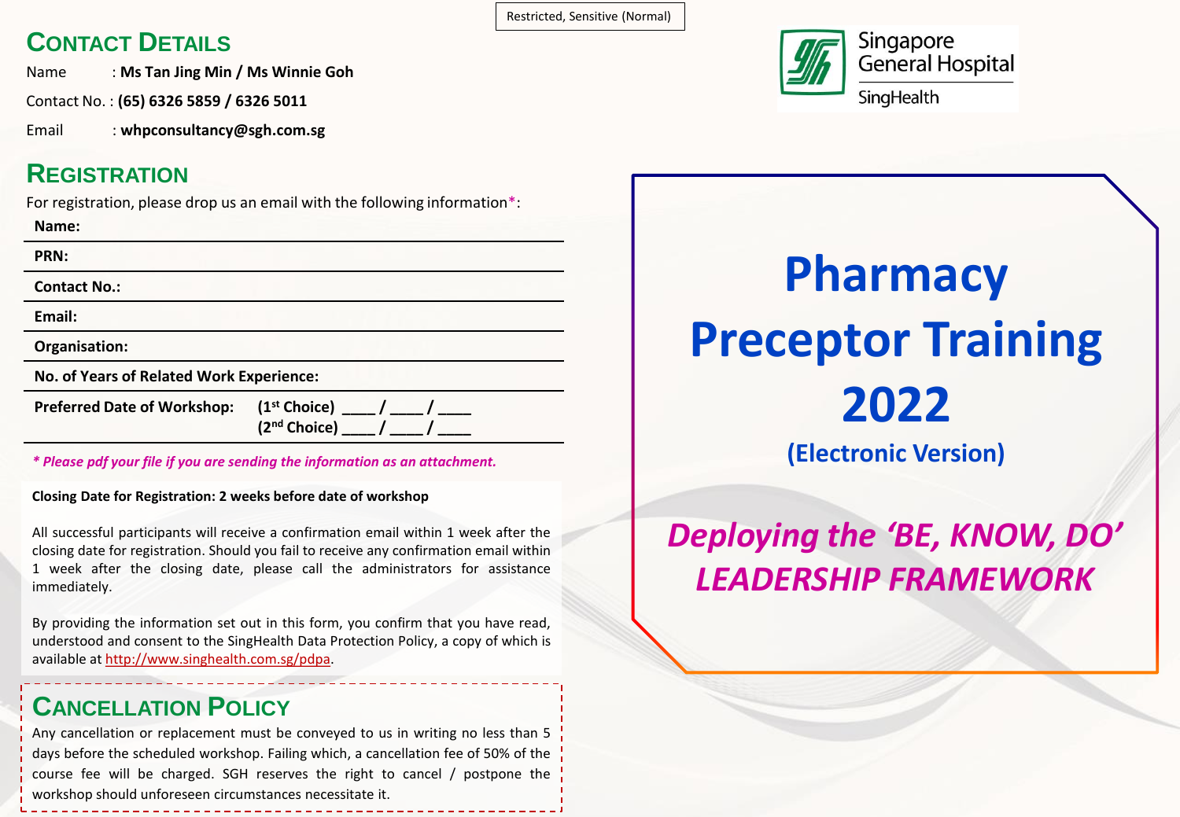Restricted, Sensitive (Normal)

## CONTACT DETAILS

Name : **Ms Tan Jing Min / Ms Winnie Goh**

Contact No. : **(65) 6326 5859 / 6326 5011**

Email : **whpconsultancy@sgh.com.sg**

## REGISTRATION

For registration, please drop us an email with the following information*:

**Name:**

**PRN:**

**Contact No.:**

**Email:**

**Organisation:**

**No. of Years of Related Work Experience:**

**Preferred Date of Workshop:** **(1st Choice) ____ / ____ / ____**
**(2nd Choice) ____ / ____ / ____**

***Please pdf your file if you are sending the information as an attachment.***

**Closing Date for Registration: 2 weeks before date of workshop**

All successful participants will receive a confirmation email within 1 week after the closing date for registration. Should you fail to receive any confirmation email within 1 week after the closing date, please call the administrators for assistance immediately.

By providing the information set out in this form, you confirm that you have read, understood and consent to the SingHealth Data Protection Policy, a copy of which is available at http://www.singhealth.com.sg/pdpa.

## CANCELLATION POLICY

Any cancellation or replacement must be conveyed to us in writing no less than 5 days before the scheduled workshop. Failing which, a cancellation fee of 50% of the course fee will be charged. SGH reserves the right to cancel / postpone the workshop should unforeseen circumstances necessitate it.

Singapore General Hospital
SingHealth

# Pharmacy Preceptor Training 2022

## (Electronic Version)

***Deploying the 'BE, KNOW, DO' LEADERSHIP FRAMEWORK***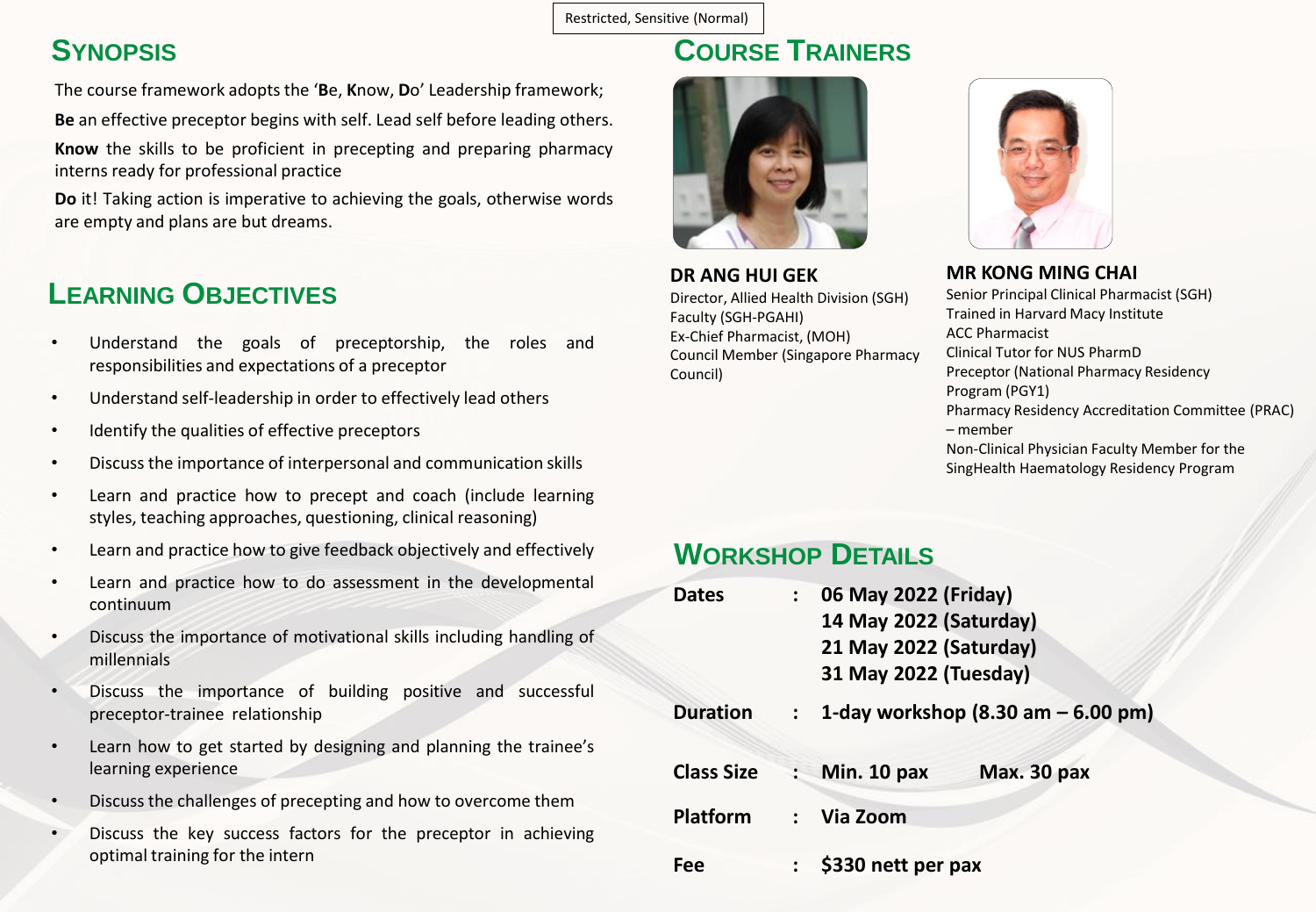Restricted, Sensitive (Normal)

## Synopsis

The course framework adopts the '**B**e, **K**now, **D**o' Leadership framework;

**Be** an effective preceptor begins with self. Lead self before leading others.

**Know** the skills to be proficient in precepting and preparing pharmacy interns ready for professional practice

**Do** it! Taking action is imperative to achieving the goals, otherwise words are empty and plans are but dreams.

## Learning Objectives

- Understand the goals of preceptorship, the roles and responsibilities and expectations of a preceptor
- Understand self-leadership in order to effectively lead others
- Identify the qualities of effective preceptors
- Discuss the importance of interpersonal and communication skills
- Learn and practice how to precept and coach (include learning styles, teaching approaches, questioning, clinical reasoning)
- Learn and practice how to give feedback objectively and effectively
- Learn and practice how to do assessment in the developmental continuum
- Discuss the importance of motivational skills including handling of millennials
- Discuss the importance of building positive and successful preceptor-trainee relationship
- Learn how to get started by designing and planning the trainee's learning experience
- Discuss the challenges of precepting and how to overcome them
- Discuss the key success factors for the preceptor in achieving optimal training for the intern

## Course Trainers

**DR ANG HUI GEK**
Director, Allied Health Division (SGH)
Faculty (SGH-PGAHI)
Ex-Chief Pharmacist, (MOH)
Council Member (Singapore Pharmacy Council)

**MR KONG MING CHAI**
Senior Principal Clinical Pharmacist (SGH)
Trained in Harvard Macy Institute
ACC Pharmacist
Clinical Tutor for NUS PharmD
Preceptor (National Pharmacy Residency Program (PGY1)
Pharmacy Residency Accreditation Committee (PRAC) – member
Non-Clinical Physician Faculty Member for the SingHealth Haematology Residency Program

## Workshop Details

| | | |
|---|---|---|
| **Dates** | : | **06 May 2022 (Friday)**<br>**14 May 2022 (Saturday)**<br>**21 May 2022 (Saturday)**<br>**31 May 2022 (Tuesday)** |
| **Duration** | : | **1-day workshop (8.30 am – 6.00 pm)** |
| **Class Size** | : | **Min. 10 pax** **Max. 30 pax** |
| **Platform** | : | **Via Zoom** |
| **Fee** | : | **$330 nett per pax** |